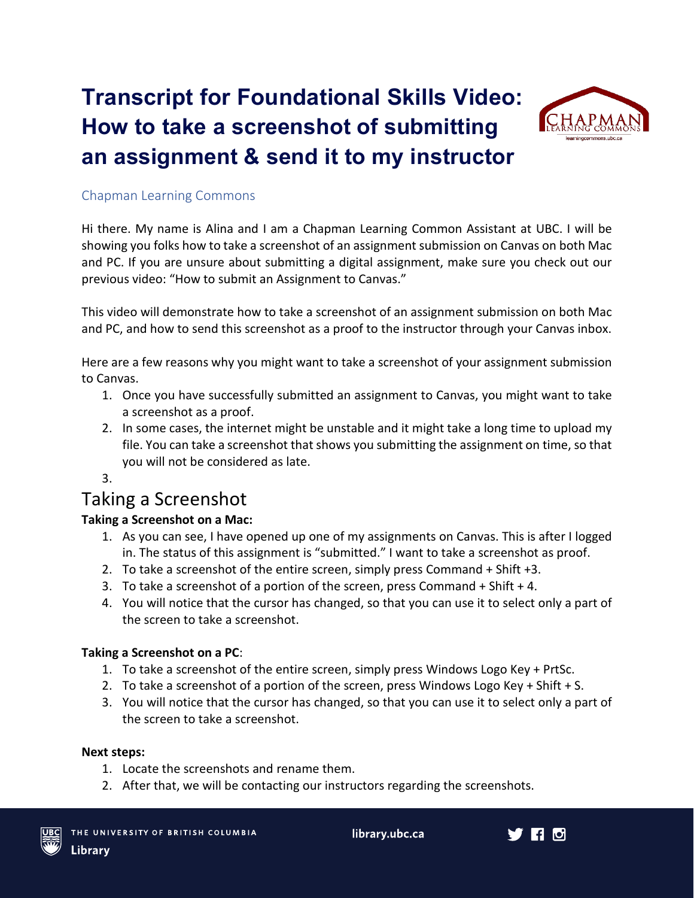# Transcript for Foundational Skills Video: How to take a screenshot of submitting an assignment & send it to my instructor

Chapman Learning Commons

Hi there. My name is Alina and I am a Chapman Learning Common Assistant at UBC. I will be showing you folks how to take a screenshot of an assignment submission on Canvas on both Mac and PC. If you are unsure about submitting a digital assignment, make sure you check out our previous video: "How to submit an Assignment to Canvas."

This video will demonstrate how to take a screenshot of an assignment submission on both Mac and PC, and how to send this screenshot as a proof to the instructor through your Canvas inbox.

Here are a few reasons why you might want to take a screenshot of your assignment submission to Canvas.

1. Once you have successfully submitted an assignment to Canvas, you might want to take a screenshot as a proof.
2. In some cases, the internet might be unstable and it might take a long time to upload my file. You can take a screenshot that shows you submitting the assignment on time, so that you will not be considered as late.
3.

## Taking a Screenshot

**Taking a Screenshot on a Mac:**

1. As you can see, I have opened up one of my assignments on Canvas. This is after I logged in. The status of this assignment is "submitted." I want to take a screenshot as proof.
2. To take a screenshot of the entire screen, simply press Command + Shift +3.
3. To take a screenshot of a portion of the screen, press Command + Shift + 4.
4. You will notice that the cursor has changed, so that you can use it to select only a part of the screen to take a screenshot.

**Taking a Screenshot on a PC**:

1. To take a screenshot of the entire screen, simply press Windows Logo Key + PrtSc.
2. To take a screenshot of a portion of the screen, press Windows Logo Key + Shift + S.
3. You will notice that the cursor has changed, so that you can use it to select only a part of the screen to take a screenshot.

**Next steps:**

1. Locate the screenshots and rename them.
2. After that, we will be contacting our instructors regarding the screenshots.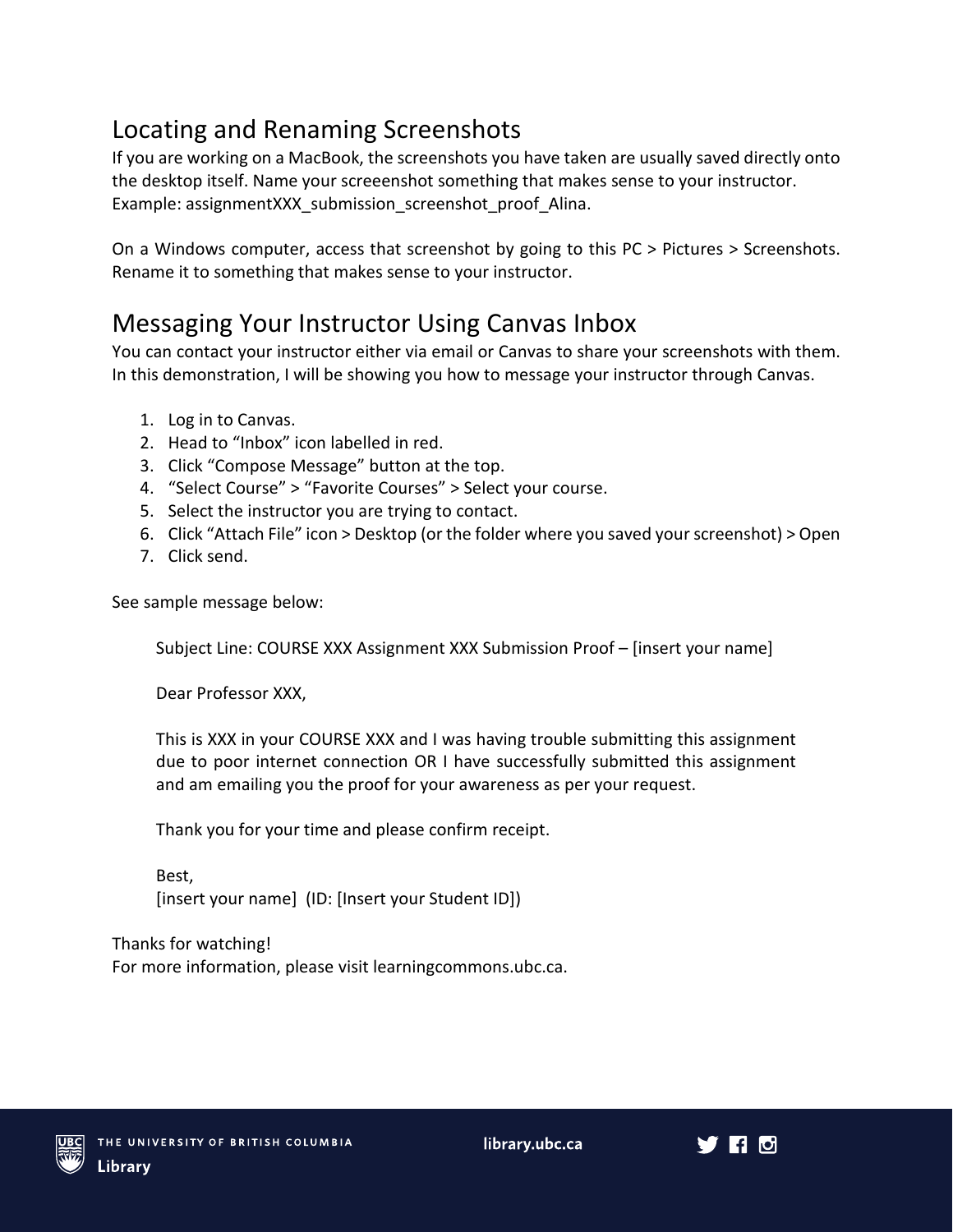## Locating and Renaming Screenshots

If you are working on a MacBook, the screenshots you have taken are usually saved directly onto the desktop itself. Name your screeenshot something that makes sense to your instructor. Example: assignmentXXX_submission_screenshot_proof_Alina.

On a Windows computer, access that screenshot by going to this PC > Pictures > Screenshots. Rename it to something that makes sense to your instructor.

## Messaging Your Instructor Using Canvas Inbox

You can contact your instructor either via email or Canvas to share your screenshots with them. In this demonstration, I will be showing you how to message your instructor through Canvas.

1. Log in to Canvas.
2. Head to “Inbox” icon labelled in red.
3. Click “Compose Message” button at the top.
4. “Select Course” > “Favorite Courses” > Select your course.
5. Select the instructor you are trying to contact.
6. Click “Attach File” icon > Desktop (or the folder where you saved your screenshot) > Open
7. Click send.

See sample message below:

> Subject Line: COURSE XXX Assignment XXX Submission Proof – [insert your name]
>
> Dear Professor XXX,
>
> This is XXX in your COURSE XXX and I was having trouble submitting this assignment due to poor internet connection OR I have successfully submitted this assignment and am emailing you the proof for your awareness as per your request.
>
> Thank you for your time and please confirm receipt.
>
> Best,
> [insert your name] (ID: [Insert your Student ID])

Thanks for watching!
For more information, please visit learningcommons.ubc.ca.